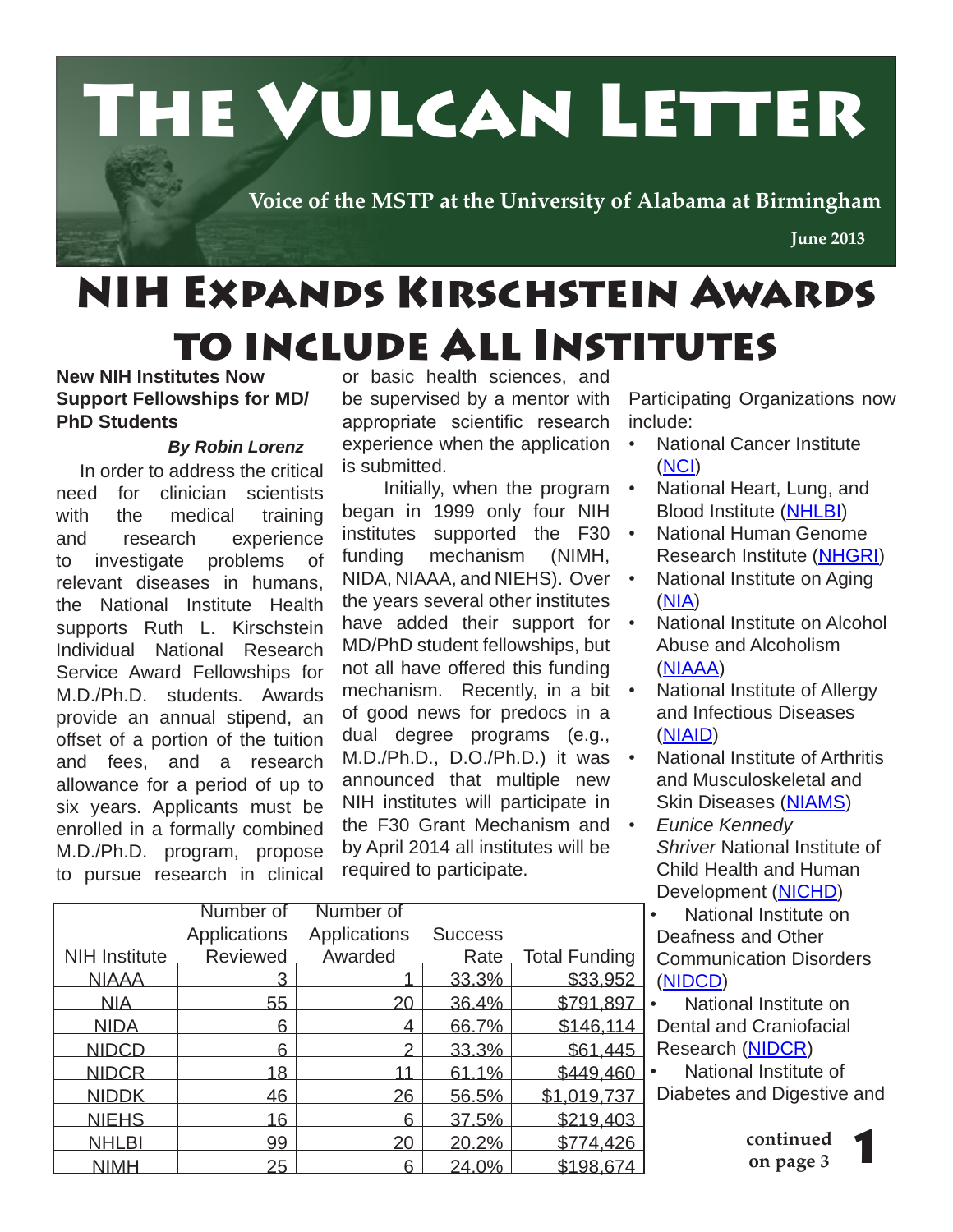# The Vulcan Letter

**Voice of the MSTP at the University of Alabama at Birmingham**

**June 2013**

# NIH Expands Kirschstein Awards to include All Institutes

**New NIH Institutes Now Support Fellowships for MD/PhD Students**

***By Robin Lorenz***

In order to address the critical need for clinician scientists with the medical training and research experience to investigate problems of relevant diseases in humans, the National Institute Health supports Ruth L. Kirschstein Individual National Research Service Award Fellowships for M.D./Ph.D. students. Awards provide an annual stipend, an offset of a portion of the tuition and fees, and a research allowance for a period of up to six years. Applicants must be enrolled in a formally combined M.D./Ph.D. program, propose to pursue research in clinical or basic health sciences, and be supervised by a mentor with appropriate scientific research experience when the application is submitted.

Initially, when the program began in 1999 only four NIH institutes supported the F30 funding mechanism (NIMH, NIDA, NIAAA, and NIEHS). Over the years several other institutes have added their support for MD/PhD student fellowships, but not all have offered this funding mechanism. Recently, in a bit of good news for predocs in a dual degree programs (e.g., M.D./Ph.D., D.O./Ph.D.) it was announced that multiple new NIH institutes will participate in the F30 Grant Mechanism and by April 2014 all institutes will be required to participate.

| NIH Institute | Number of Applications Reviewed | Number of Applications Awarded | Success Rate | Total Funding |
|---|---|---|---|---|
| NIAAA | 3 | 1 | 33.3% | $33,952 |
| NIA | 55 | 20 | 36.4% | $791,897 |
| NIDA | 6 | 4 | 66.7% | $146,114 |
| NIDCD | 6 | 2 | 33.3% | $61,445 |
| NIDCR | 18 | 11 | 61.1% | $449,460 |
| NIDDK | 46 | 26 | 56.5% | $1,019,737 |
| NIEHS | 16 | 6 | 37.5% | $219,403 |
| NHLBI | 99 | 20 | 20.2% | $774,426 |
| NIMH | 25 | 6 | 24.0% | $198,674 |

Participating Organizations now include:

- National Cancer Institute (NCI)
- National Heart, Lung, and Blood Institute (NHLBI)
- National Human Genome Research Institute (NHGRI)
- National Institute on Aging (NIA)
- National Institute on Alcohol Abuse and Alcoholism (NIAAA)
- National Institute of Allergy and Infectious Diseases (NIAID)
- National Institute of Arthritis and Musculoskeletal and Skin Diseases (NIAMS)
- *Eunice Kennedy Shriver* National Institute of Child Health and Human Development (NICHD)
- National Institute on Deafness and Other Communication Disorders (NIDCD)
- National Institute on Dental and Craniofacial Research (NIDCR)
- National Institute of Diabetes and Digestive and

**continued on page 3**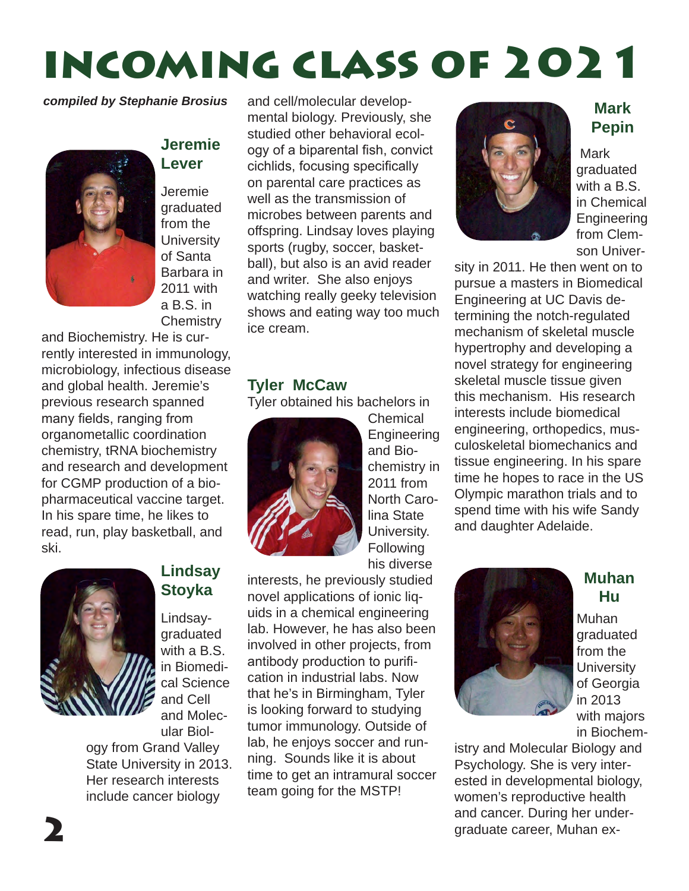# Incoming Class of 2021

***compiled by Stephanie Brosius***

### Jeremie Lever

Jeremie graduated from the University of Santa Barbara in 2011 with a B.S. in Chemistry and Biochemistry. He is currently interested in immunology, microbiology, infectious disease and global health. Jeremie's previous research spanned many fields, ranging from organometallic coordination chemistry, tRNA biochemistry and research and development for CGMP production of a biopharmaceutical vaccine target. In his spare time, he likes to read, run, play basketball, and ski.

### Lindsay Stoyka

Lindsay graduated with a B.S. in Biomedical Science and Cell and Molecular Biology from Grand Valley State University in 2013. Her research interests include cancer biology and cell/molecular developmental biology. Previously, she studied other behavioral ecology of a biparental fish, convict cichlids, focusing specifically on parental care practices as well as the transmission of microbes between parents and offspring. Lindsay loves playing sports (rugby, soccer, basketball), but also is an avid reader and writer. She also enjoys watching really geeky television shows and eating way too much ice cream.

### Tyler McCaw

Tyler obtained his bachelors in Chemical Engineering and Biochemistry in 2011 from North Carolina State University. Following his diverse interests, he previously studied novel applications of ionic liquids in a chemical engineering lab. However, he has also been involved in other projects, from antibody production to purification in industrial labs. Now that he's in Birmingham, Tyler is looking forward to studying tumor immunology. Outside of lab, he enjoys soccer and running. Sounds like it is about time to get an intramural soccer team going for the MSTP!

### Mark Pepin

Mark graduated with a B.S. in Chemical Engineering from Clemson University in 2011. He then went on to pursue a masters in Biomedical Engineering at UC Davis determining the notch-regulated mechanism of skeletal muscle hypertrophy and developing a novel strategy for engineering skeletal muscle tissue given this mechanism. His research interests include biomedical engineering, orthopedics, musculoskeletal biomechanics and tissue engineering. In his spare time he hopes to race in the US Olympic marathon trials and to spend time with his wife Sandy and daughter Adelaide.

### Muhan Hu

Muhan graduated from the University of Georgia in 2013 with majors in Biochemistry and Molecular Biology and Psychology. She is very interested in developmental biology, women's reproductive health and cancer. During her undergraduate career, Muhan ex-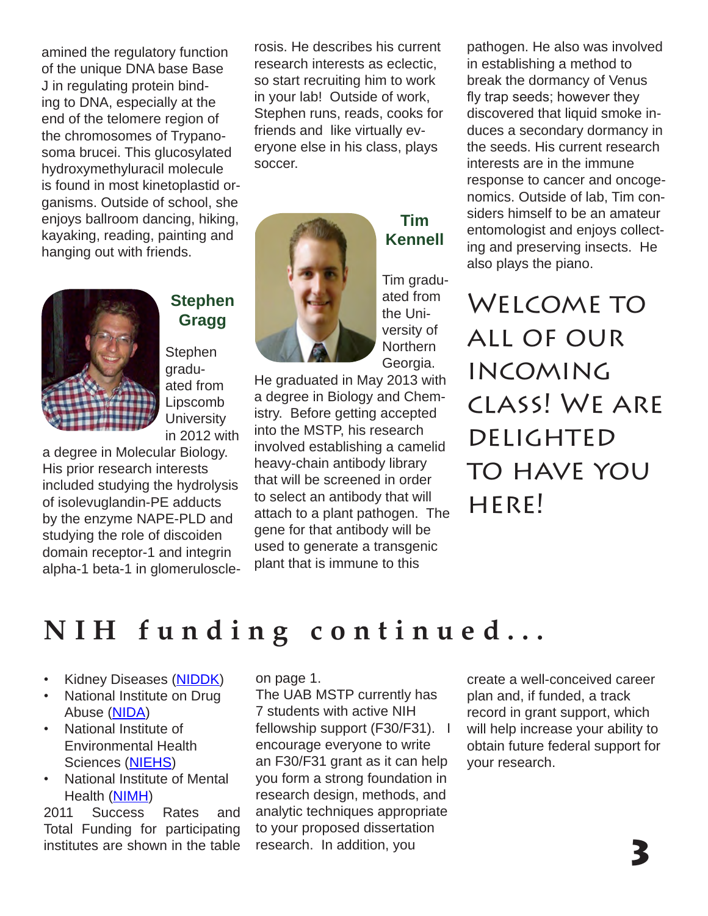amined the regulatory function of the unique DNA base Base J in regulating protein binding to DNA, especially at the end of the telomere region of the chromosomes of Trypanosoma brucei. This glucosylated hydroxymethyluracil molecule is found in most kinetoplastid organisms. Outside of school, she enjoys ballroom dancing, hiking, kayaking, reading, painting and hanging out with friends.

### Stephen Gragg

Stephen graduated from Lipscomb University in 2012 with a degree in Molecular Biology. His prior research interests included studying the hydrolysis of isolevuglandin-PE adducts by the enzyme NAPE-PLD and studying the role of discoiden domain receptor-1 and integrin alpha-1 beta-1 in glomerulosclerosis. He describes his current research interests as eclectic, so start recruiting him to work in your lab! Outside of work, Stephen runs, reads, cooks for friends and like virtually everyone else in his class, plays soccer.

### Tim Kennell

Tim graduated from the University of Northern Georgia. He graduated in May 2013 with a degree in Biology and Chemistry. Before getting accepted into the MSTP, his research involved establishing a camelid heavy-chain antibody library that will be screened in order to select an antibody that will attach to a plant pathogen. The gene for that antibody will be used to generate a transgenic plant that is immune to this pathogen. He also was involved in establishing a method to break the dormancy of Venus fly trap seeds; however they discovered that liquid smoke induces a secondary dormancy in the seeds. His current research interests are in the immune response to cancer and oncogenomics. Outside of lab, Tim considers himself to be an amateur entomologist and enjoys collecting and preserving insects. He also plays the piano.

## Welcome to all of our incoming class! We are delighted to have you here!

# NIH funding continued...

- Kidney Diseases (NIDDK)
- National Institute on Drug Abuse (NIDA)
- National Institute of Environmental Health Sciences (NIEHS)
- National Institute of Mental Health (NIMH)

2011 Success Rates and Total Funding for participating institutes are shown in the table on page 1.

The UAB MSTP currently has 7 students with active NIH fellowship support (F30/F31). I encourage everyone to write an F30/F31 grant as it can help you form a strong foundation in research design, methods, and analytic techniques appropriate to your proposed dissertation research. In addition, you create a well-conceived career plan and, if funded, a track record in grant support, which will help increase your ability to obtain future federal support for your research.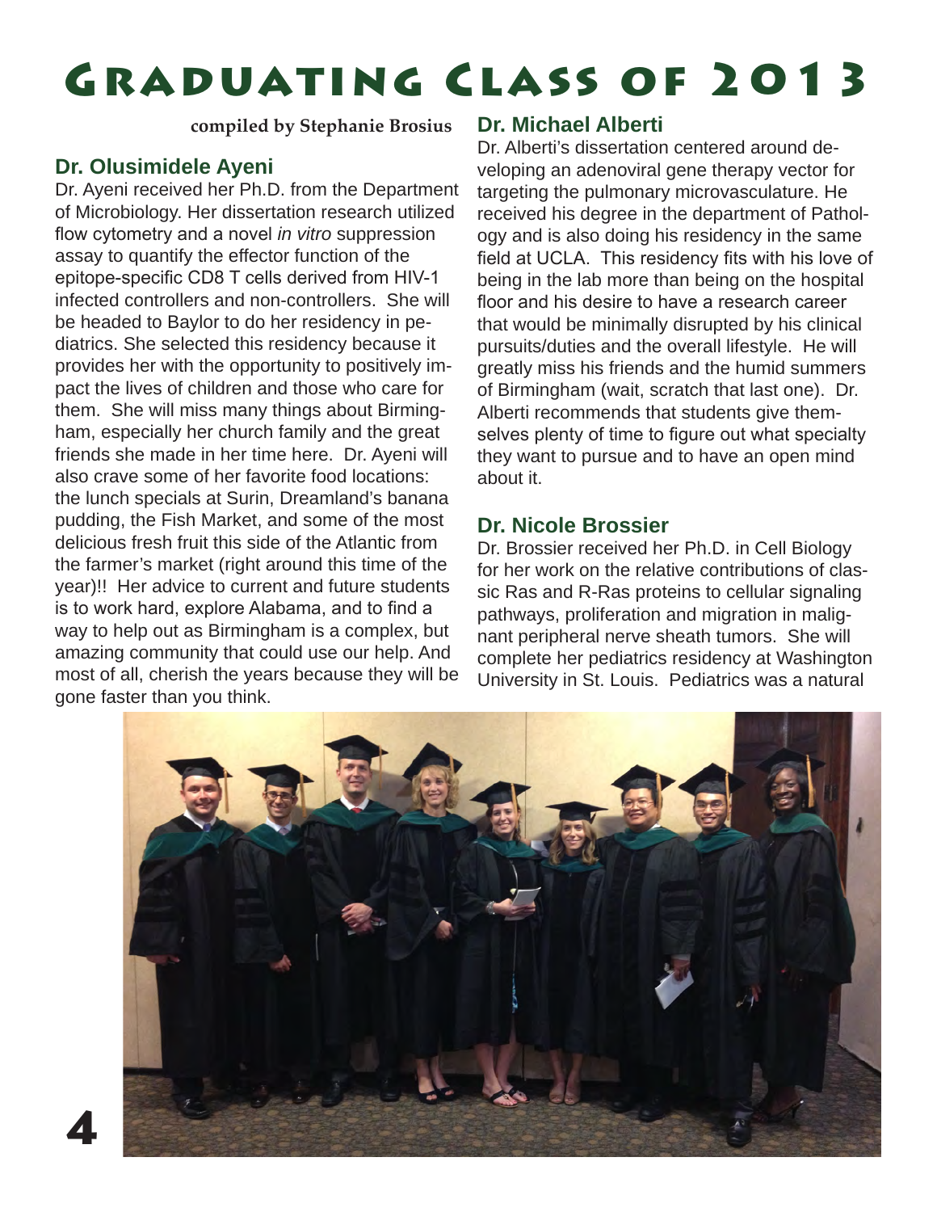# Graduating Class of 2013

**compiled by Stephanie Brosius**

### Dr. Olusimidele Ayeni

Dr. Ayeni received her Ph.D. from the Department of Microbiology. Her dissertation research utilized flow cytometry and a novel *in vitro* suppression assay to quantify the effector function of the epitope-specific CD8 T cells derived from HIV-1 infected controllers and non-controllers. She will be headed to Baylor to do her residency in pediatrics. She selected this residency because it provides her with the opportunity to positively impact the lives of children and those who care for them. She will miss many things about Birmingham, especially her church family and the great friends she made in her time here. Dr. Ayeni will also crave some of her favorite food locations: the lunch specials at Surin, Dreamland's banana pudding, the Fish Market, and some of the most delicious fresh fruit this side of the Atlantic from the farmer's market (right around this time of the year)!! Her advice to current and future students is to work hard, explore Alabama, and to find a way to help out as Birmingham is a complex, but amazing community that could use our help. And most of all, cherish the years because they will be gone faster than you think.

### Dr. Michael Alberti

Dr. Alberti's dissertation centered around developing an adenoviral gene therapy vector for targeting the pulmonary microvasculature. He received his degree in the department of Pathology and is also doing his residency in the same field at UCLA. This residency fits with his love of being in the lab more than being on the hospital floor and his desire to have a research career that would be minimally disrupted by his clinical pursuits/duties and the overall lifestyle. He will greatly miss his friends and the humid summers of Birmingham (wait, scratch that last one). Dr. Alberti recommends that students give themselves plenty of time to figure out what specialty they want to pursue and to have an open mind about it.

### Dr. Nicole Brossier

Dr. Brossier received her Ph.D. in Cell Biology for her work on the relative contributions of classic Ras and R-Ras proteins to cellular signaling pathways, proliferation and migration in malignant peripheral nerve sheath tumors. She will complete her pediatrics residency at Washington University in St. Louis. Pediatrics was a natural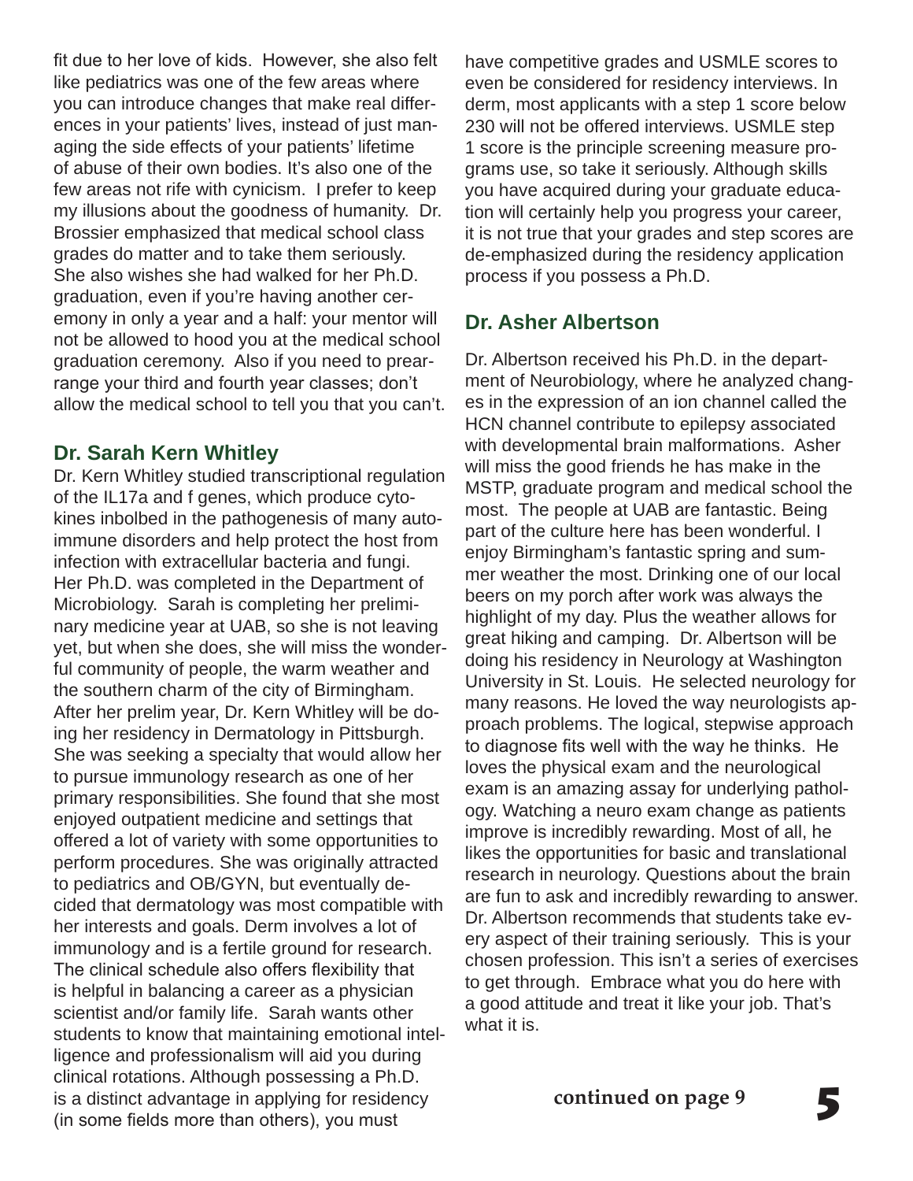fit due to her love of kids. However, she also felt like pediatrics was one of the few areas where you can introduce changes that make real differences in your patients' lives, instead of just managing the side effects of your patients' lifetime of abuse of their own bodies. It's also one of the few areas not rife with cynicism. I prefer to keep my illusions about the goodness of humanity. Dr. Brossier emphasized that medical school class grades do matter and to take them seriously. She also wishes she had walked for her Ph.D. graduation, even if you're having another ceremony in only a year and a half: your mentor will not be allowed to hood you at the medical school graduation ceremony. Also if you need to prearrange your third and fourth year classes; don't allow the medical school to tell you that you can't.

## Dr. Sarah Kern Whitley

Dr. Kern Whitley studied transcriptional regulation of the IL17a and f genes, which produce cytokines inbolbed in the pathogenesis of many autoimmune disorders and help protect the host from infection with extracellular bacteria and fungi. Her Ph.D. was completed in the Department of Microbiology. Sarah is completing her preliminary medicine year at UAB, so she is not leaving yet, but when she does, she will miss the wonderful community of people, the warm weather and the southern charm of the city of Birmingham. After her prelim year, Dr. Kern Whitley will be doing her residency in Dermatology in Pittsburgh. She was seeking a specialty that would allow her to pursue immunology research as one of her primary responsibilities. She found that she most enjoyed outpatient medicine and settings that offered a lot of variety with some opportunities to perform procedures. She was originally attracted to pediatrics and OB/GYN, but eventually decided that dermatology was most compatible with her interests and goals. Derm involves a lot of immunology and is a fertile ground for research. The clinical schedule also offers flexibility that is helpful in balancing a career as a physician scientist and/or family life. Sarah wants other students to know that maintaining emotional intelligence and professionalism will aid you during clinical rotations. Although possessing a Ph.D. is a distinct advantage in applying for residency (in some fields more than others), you must have competitive grades and USMLE scores to even be considered for residency interviews. In derm, most applicants with a step 1 score below 230 will not be offered interviews. USMLE step 1 score is the principle screening measure programs use, so take it seriously. Although skills you have acquired during your graduate education will certainly help you progress your career, it is not true that your grades and step scores are de-emphasized during the residency application process if you possess a Ph.D.

## Dr. Asher Albertson

Dr. Albertson received his Ph.D. in the department of Neurobiology, where he analyzed changes in the expression of an ion channel called the HCN channel contribute to epilepsy associated with developmental brain malformations. Asher will miss the good friends he has make in the MSTP, graduate program and medical school the most. The people at UAB are fantastic. Being part of the culture here has been wonderful. I enjoy Birmingham's fantastic spring and summer weather the most. Drinking one of our local beers on my porch after work was always the highlight of my day. Plus the weather allows for great hiking and camping. Dr. Albertson will be doing his residency in Neurology at Washington University in St. Louis. He selected neurology for many reasons. He loved the way neurologists approach problems. The logical, stepwise approach to diagnose fits well with the way he thinks. He loves the physical exam and the neurological exam is an amazing assay for underlying pathology. Watching a neuro exam change as patients improve is incredibly rewarding. Most of all, he likes the opportunities for basic and translational research in neurology. Questions about the brain are fun to ask and incredibly rewarding to answer. Dr. Albertson recommends that students take every aspect of their training seriously. This is your chosen profession. This isn't a series of exercises to get through. Embrace what you do here with a good attitude and treat it like your job. That's what it is.

**continued on page 9**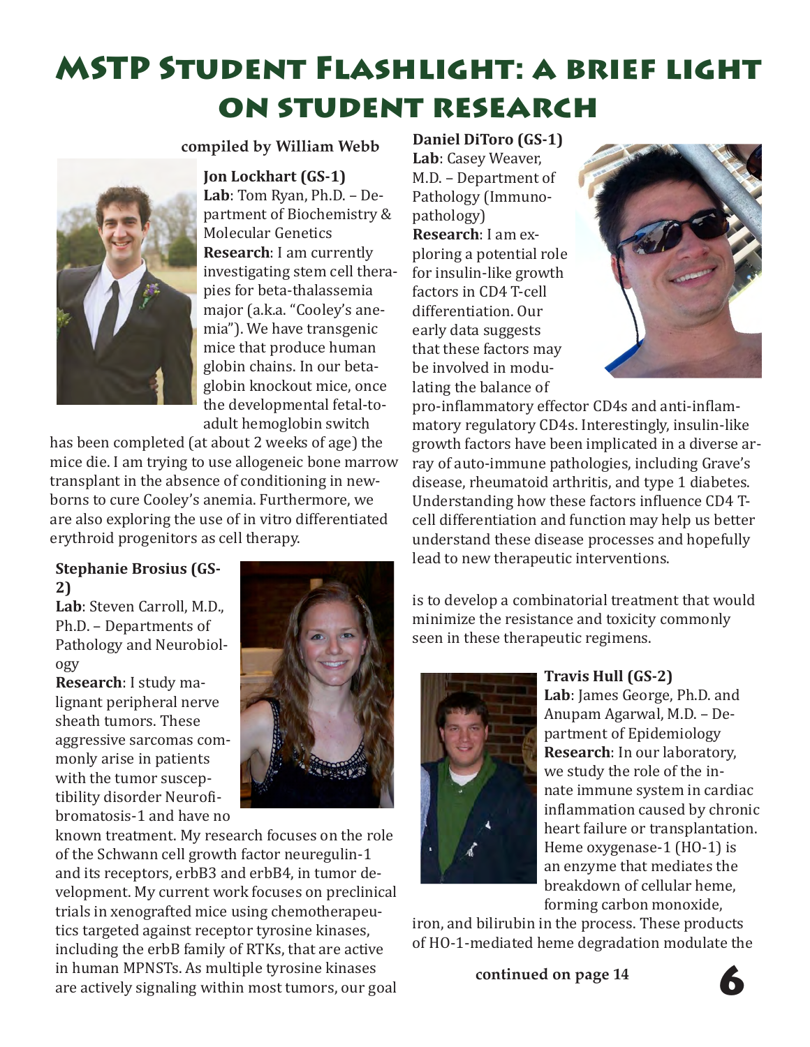# MSTP Student Flashlight: A Brief Light on Student Research

**compiled by William Webb**

**Jon Lockhart (GS-1)**
**Lab**: Tom Ryan, Ph.D. – Department of Biochemistry & Molecular Genetics
**Research**: I am currently investigating stem cell therapies for beta-thalassemia major (a.k.a. "Cooley's anemia"). We have transgenic mice that produce human globin chains. In our beta-globin knockout mice, once the developmental fetal-to-adult hemoglobin switch has been completed (at about 2 weeks of age) the mice die. I am trying to use allogeneic bone marrow transplant in the absence of conditioning in newborns to cure Cooley's anemia. Furthermore, we are also exploring the use of in vitro differentiated erythroid progenitors as cell therapy.

**Stephanie Brosius (GS-2)**
**Lab**: Steven Carroll, M.D., Ph.D. – Departments of Pathology and Neurobiology
**Research**: I study malignant peripheral nerve sheath tumors. These aggressive sarcomas commonly arise in patients with the tumor susceptibility disorder Neurofibromatosis-1 and have no known treatment. My research focuses on the role of the Schwann cell growth factor neuregulin-1 and its receptors, erbB3 and erbB4, in tumor development. My current work focuses on preclinical trials in xenografted mice using chemotherapeutics targeted against receptor tyrosine kinases, including the erbB family of RTKs, that are active in human MPNSTs. As multiple tyrosine kinases are actively signaling within most tumors, our goal is to develop a combinatorial treatment that would minimize the resistance and toxicity commonly seen in these therapeutic regimens.

**Daniel DiToro (GS-1)**
**Lab**: Casey Weaver, M.D. – Department of Pathology (Immunopathology)
**Research**: I am exploring a potential role for insulin-like growth factors in CD4 T-cell differentiation. Our early data suggests that these factors may be involved in modulating the balance of pro-inflammatory effector CD4s and anti-inflammatory regulatory CD4s. Interestingly, insulin-like growth factors have been implicated in a diverse array of auto-immune pathologies, including Grave's disease, rheumatoid arthritis, and type 1 diabetes. Understanding how these factors influence CD4 T-cell differentiation and function may help us better understand these disease processes and hopefully lead to new therapeutic interventions.

**Travis Hull (GS-2)**
**Lab**: James George, Ph.D. and Anupam Agarwal, M.D. – Department of Epidemiology
**Research**: In our laboratory, we study the role of the innate immune system in cardiac inflammation caused by chronic heart failure or transplantation. Heme oxygenase-1 (HO-1) is an enzyme that mediates the breakdown of cellular heme, forming carbon monoxide, iron, and bilirubin in the process. These products of HO-1-mediated heme degradation modulate the

**continued on page 14**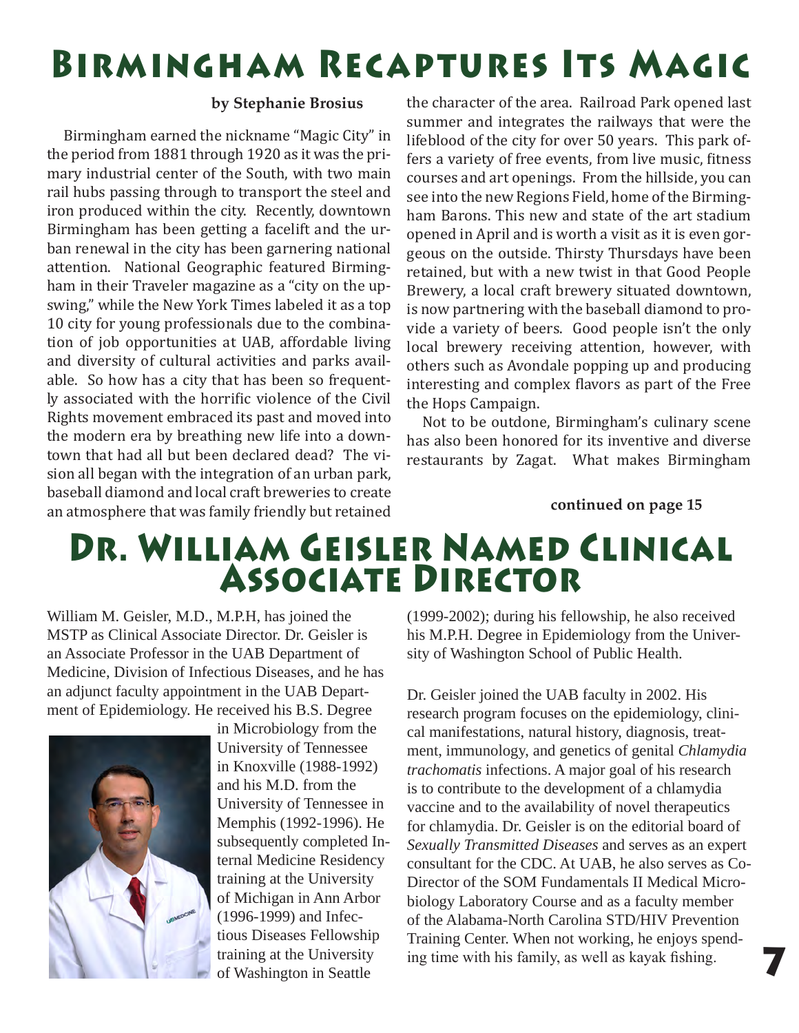# Birmingham Recaptures Its Magic

**by Stephanie Brosius**

Birmingham earned the nickname "Magic City" in the period from 1881 through 1920 as it was the primary industrial center of the South, with two main rail hubs passing through to transport the steel and iron produced within the city. Recently, downtown Birmingham has been getting a facelift and the urban renewal in the city has been garnering national attention. National Geographic featured Birmingham in their Traveler magazine as a "city on the upswing," while the New York Times labeled it as a top 10 city for young professionals due to the combination of job opportunities at UAB, affordable living and diversity of cultural activities and parks available. So how has a city that has been so frequently associated with the horrific violence of the Civil Rights movement embraced its past and moved into the modern era by breathing new life into a downtown that had all but been declared dead? The vision all began with the integration of an urban park, baseball diamond and local craft breweries to create an atmosphere that was family friendly but retained the character of the area. Railroad Park opened last summer and integrates the railways that were the lifeblood of the city for over 50 years. This park offers a variety of free events, from live music, fitness courses and art openings. From the hillside, you can see into the new Regions Field, home of the Birmingham Barons. This new and state of the art stadium opened in April and is worth a visit as it is even gorgeous on the outside. Thirsty Thursdays have been retained, but with a new twist in that Good People Brewery, a local craft brewery situated downtown, is now partnering with the baseball diamond to provide a variety of beers. Good people isn't the only local brewery receiving attention, however, with others such as Avondale popping up and producing interesting and complex flavors as part of the Free the Hops Campaign.

Not to be outdone, Birmingham's culinary scene has also been honored for its inventive and diverse restaurants by Zagat. What makes Birmingham

**continued on page 15**

# Dr. William Geisler Named Clinical Associate Director

William M. Geisler, M.D., M.P.H, has joined the MSTP as Clinical Associate Director. Dr. Geisler is an Associate Professor in the UAB Department of Medicine, Division of Infectious Diseases, and he has an adjunct faculty appointment in the UAB Department of Epidemiology. He received his B.S. Degree in Microbiology from the University of Tennessee in Knoxville (1988-1992) and his M.D. from the University of Tennessee in Memphis (1992-1996). He subsequently completed Internal Medicine Residency training at the University of Michigan in Ann Arbor (1996-1999) and Infectious Diseases Fellowship training at the University of Washington in Seattle (1999-2002); during his fellowship, he also received his M.P.H. Degree in Epidemiology from the University of Washington School of Public Health.

Dr. Geisler joined the UAB faculty in 2002. His research program focuses on the epidemiology, clinical manifestations, natural history, diagnosis, treatment, immunology, and genetics of genital *Chlamydia trachomatis* infections. A major goal of his research is to contribute to the development of a chlamydia vaccine and to the availability of novel therapeutics for chlamydia. Dr. Geisler is on the editorial board of *Sexually Transmitted Diseases* and serves as an expert consultant for the CDC. At UAB, he also serves as Co-Director of the SOM Fundamentals II Medical Microbiology Laboratory Course and as a faculty member of the Alabama-North Carolina STD/HIV Prevention Training Center. When not working, he enjoys spending time with his family, as well as kayak fishing.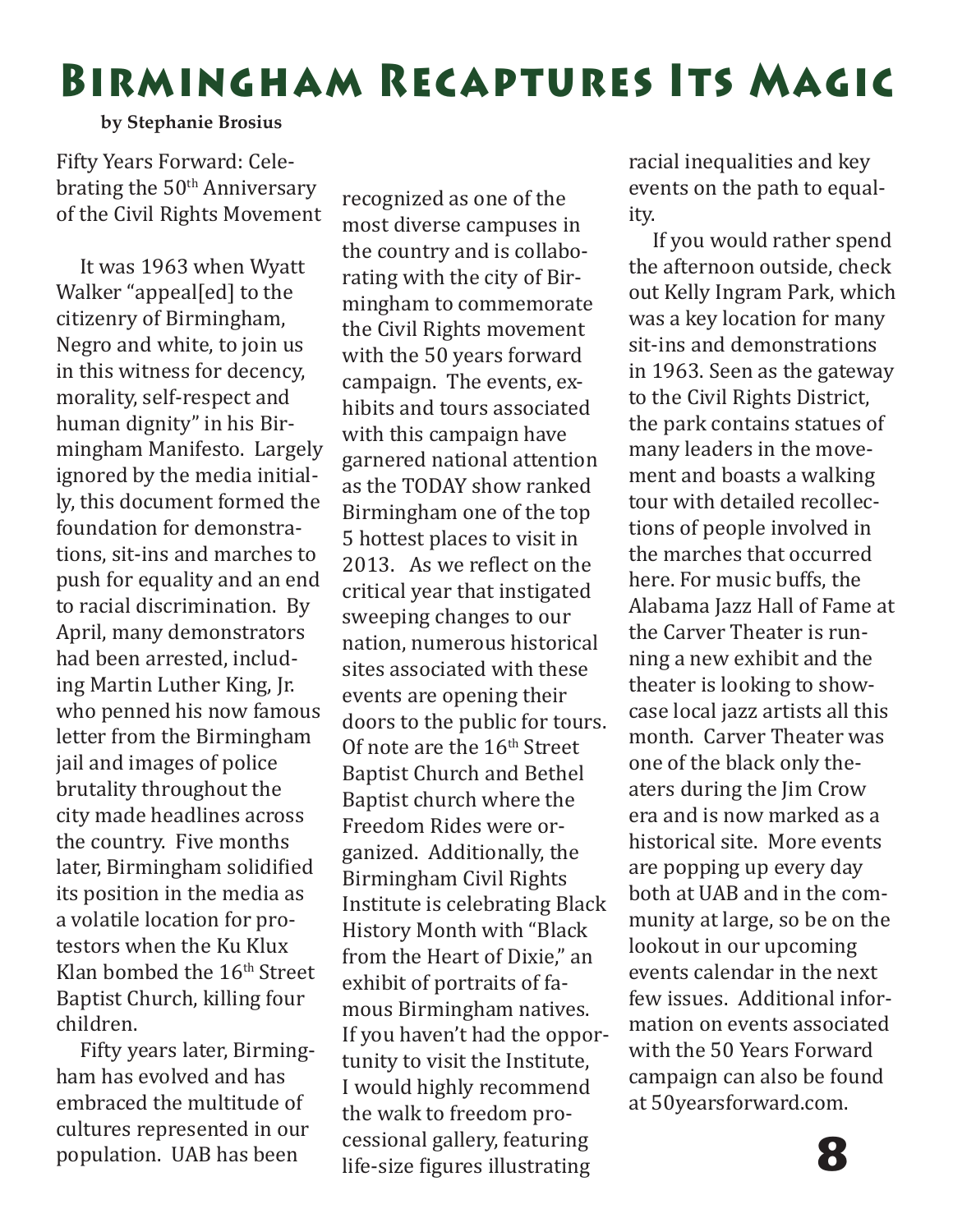# Birmingham Recaptures Its Magic

**by Stephanie Brosius**

Fifty Years Forward: Celebrating the 50th Anniversary of the Civil Rights Movement

It was 1963 when Wyatt Walker "appeal[ed] to the citizenry of Birmingham, Negro and white, to join us in this witness for decency, morality, self-respect and human dignity" in his Birmingham Manifesto. Largely ignored by the media initially, this document formed the foundation for demonstrations, sit-ins and marches to push for equality and an end to racial discrimination. By April, many demonstrators had been arrested, including Martin Luther King, Jr. who penned his now famous letter from the Birmingham jail and images of police brutality throughout the city made headlines across the country. Five months later, Birmingham solidified its position in the media as a volatile location for protestors when the Ku Klux Klan bombed the 16th Street Baptist Church, killing four children.

Fifty years later, Birmingham has evolved and has embraced the multitude of cultures represented in our population. UAB has been recognized as one of the most diverse campuses in the country and is collaborating with the city of Birmingham to commemorate the Civil Rights movement with the 50 years forward campaign. The events, exhibits and tours associated with this campaign have garnered national attention as the TODAY show ranked Birmingham one of the top 5 hottest places to visit in 2013. As we reflect on the critical year that instigated sweeping changes to our nation, numerous historical sites associated with these events are opening their doors to the public for tours. Of note are the 16th Street Baptist Church and Bethel Baptist church where the Freedom Rides were organized. Additionally, the Birmingham Civil Rights Institute is celebrating Black History Month with "Black from the Heart of Dixie," an exhibit of portraits of famous Birmingham natives. If you haven't had the opportunity to visit the Institute, I would highly recommend the walk to freedom processional gallery, featuring life-size figures illustrating racial inequalities and key events on the path to equality.

If you would rather spend the afternoon outside, check out Kelly Ingram Park, which was a key location for many sit-ins and demonstrations in 1963. Seen as the gateway to the Civil Rights District, the park contains statues of many leaders in the movement and boasts a walking tour with detailed recollections of people involved in the marches that occurred here. For music buffs, the Alabama Jazz Hall of Fame at the Carver Theater is running a new exhibit and the theater is looking to showcase local jazz artists all this month. Carver Theater was one of the black only theaters during the Jim Crow era and is now marked as a historical site. More events are popping up every day both at UAB and in the community at large, so be on the lookout in our upcoming events calendar in the next few issues. Additional information on events associated with the 50 Years Forward campaign can also be found at 50yearsforward.com.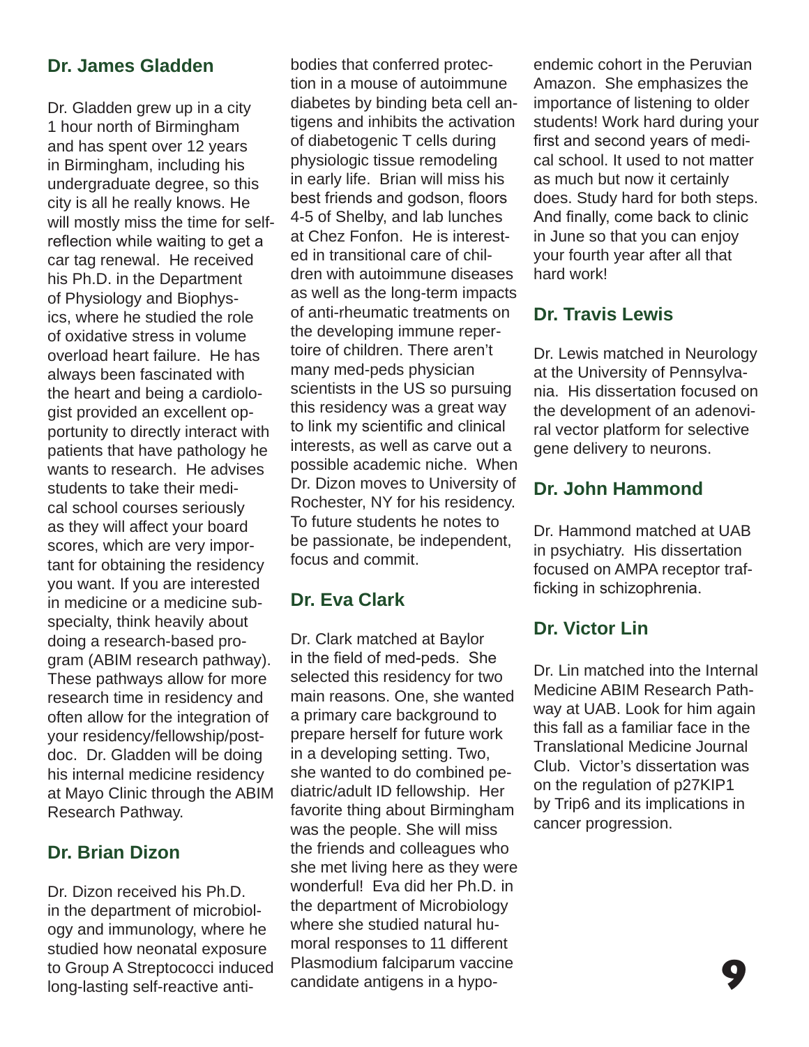### Dr. James Gladden

Dr. Gladden grew up in a city 1 hour north of Birmingham and has spent over 12 years in Birmingham, including his undergraduate degree, so this city is all he really knows. He will mostly miss the time for self-reflection while waiting to get a car tag renewal. He received his Ph.D. in the Department of Physiology and Biophysics, where he studied the role of oxidative stress in volume overload heart failure. He has always been fascinated with the heart and being a cardiologist provided an excellent opportunity to directly interact with patients that have pathology he wants to research. He advises students to take their medical school courses seriously as they will affect your board scores, which are very important for obtaining the residency you want. If you are interested in medicine or a medicine subspecialty, think heavily about doing a research-based program (ABIM research pathway). These pathways allow for more research time in residency and often allow for the integration of your residency/fellowship/postdoc. Dr. Gladden will be doing his internal medicine residency at Mayo Clinic through the ABIM Research Pathway.

### Dr. Brian Dizon

Dr. Dizon received his Ph.D. in the department of microbiology and immunology, where he studied how neonatal exposure to Group A Streptococci induced long-lasting self-reactive antibodies that conferred protection in a mouse of autoimmune diabetes by binding beta cell antigens and inhibits the activation of diabetogenic T cells during physiologic tissue remodeling in early life. Brian will miss his best friends and godson, floors 4-5 of Shelby, and lab lunches at Chez Fonfon. He is interested in transitional care of children with autoimmune diseases as well as the long-term impacts of anti-rheumatic treatments on the developing immune repertoire of children. There aren't many med-peds physician scientists in the US so pursuing this residency was a great way to link my scientific and clinical interests, as well as carve out a possible academic niche. When Dr. Dizon moves to University of Rochester, NY for his residency. To future students he notes to be passionate, be independent, focus and commit.

### Dr. Eva Clark

Dr. Clark matched at Baylor in the field of med-peds. She selected this residency for two main reasons. One, she wanted a primary care background to prepare herself for future work in a developing setting. Two, she wanted to do combined pediatric/adult ID fellowship. Her favorite thing about Birmingham was the people. She will miss the friends and colleagues who she met living here as they were wonderful! Eva did her Ph.D. in the department of Microbiology where she studied natural humoral responses to 11 different Plasmodium falciparum vaccine candidate antigens in a hypo-endemic cohort in the Peruvian Amazon. She emphasizes the importance of listening to older students! Work hard during your first and second years of medical school. It used to not matter as much but now it certainly does. Study hard for both steps. And finally, come back to clinic in June so that you can enjoy your fourth year after all that hard work!

### Dr. Travis Lewis

Dr. Lewis matched in Neurology at the University of Pennsylvania. His dissertation focused on the development of an adenoviral vector platform for selective gene delivery to neurons.

### Dr. John Hammond

Dr. Hammond matched at UAB in psychiatry. His dissertation focused on AMPA receptor trafficking in schizophrenia.

### Dr. Victor Lin

Dr. Lin matched into the Internal Medicine ABIM Research Pathway at UAB. Look for him again this fall as a familiar face in the Translational Medicine Journal Club. Victor's dissertation was on the regulation of p27KIP1 by Trip6 and its implications in cancer progression.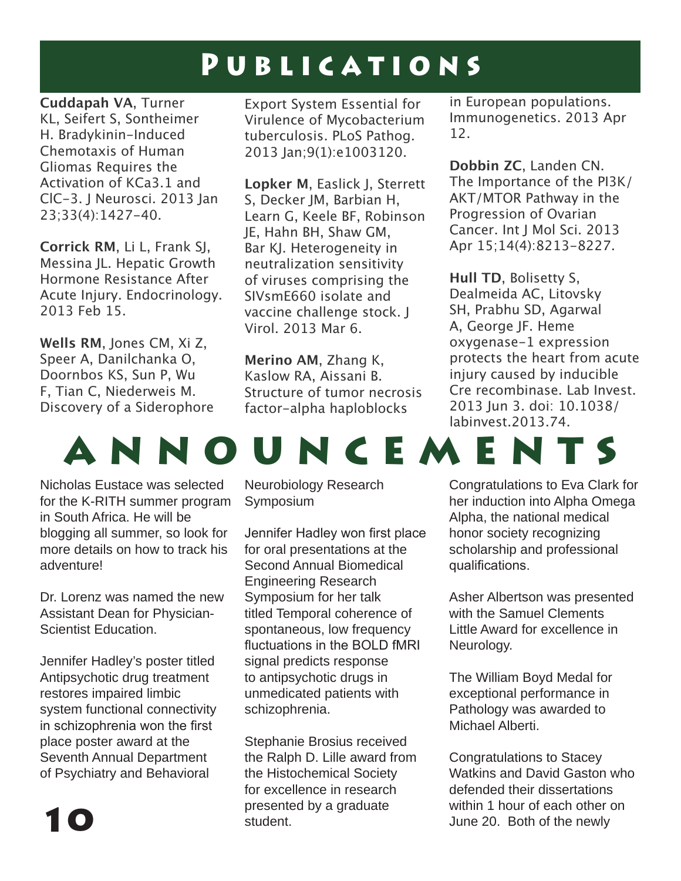# Publications

**Cuddapah VA**, Turner KL, Seifert S, Sontheimer H. Bradykinin-Induced Chemotaxis of Human Gliomas Requires the Activation of KCa3.1 and ClC-3. J Neurosci. 2013 Jan 23;33(4):1427-40.

**Corrick RM**, Li L, Frank SJ, Messina JL. Hepatic Growth Hormone Resistance After Acute Injury. Endocrinology. 2013 Feb 15.

**Wells RM**, Jones CM, Xi Z, Speer A, Danilchanka O, Doornbos KS, Sun P, Wu F, Tian C, Niederweis M. Discovery of a Siderophore Export System Essential for Virulence of Mycobacterium tuberculosis. PLoS Pathog. 2013 Jan;9(1):e1003120.

**Lopker M**, Easlick J, Sterrett S, Decker JM, Barbian H, Learn G, Keele BF, Robinson JE, Hahn BH, Shaw GM, Bar KJ. Heterogeneity in neutralization sensitivity of viruses comprising the SIVsmE660 isolate and vaccine challenge stock. J Virol. 2013 Mar 6.

**Merino AM**, Zhang K, Kaslow RA, Aissani B. Structure of tumor necrosis factor-alpha haploblocks in European populations. Immunogenetics. 2013 Apr 12.

**Dobbin ZC**, Landen CN. The Importance of the PI3K/AKT/MTOR Pathway in the Progression of Ovarian Cancer. Int J Mol Sci. 2013 Apr 15;14(4):8213-8227.

**Hull TD**, Bolisetty S, Dealmeida AC, Litovsky SH, Prabhu SD, Agarwal A, George JF. Heme oxygenase-1 expression protects the heart from acute injury caused by inducible Cre recombinase. Lab Invest. 2013 Jun 3. doi: 10.1038/labinvest.2013.74.

# Announcements

Nicholas Eustace was selected for the K-RITH summer program in South Africa. He will be blogging all summer, so look for more details on how to track his adventure!

Dr. Lorenz was named the new Assistant Dean for Physician-Scientist Education.

Jennifer Hadley's poster titled Antipsychotic drug treatment restores impaired limbic system functional connectivity in schizophrenia won the first place poster award at the Seventh Annual Department of Psychiatry and Behavioral Neurobiology Research Symposium

Jennifer Hadley won first place for oral presentations at the Second Annual Biomedical Engineering Research Symposium for her talk titled Temporal coherence of spontaneous, low frequency fluctuations in the BOLD fMRI signal predicts response to antipsychotic drugs in unmedicated patients with schizophrenia.

Stephanie Brosius received the Ralph D. Lille award from the Histochemical Society for excellence in research presented by a graduate student.

Congratulations to Eva Clark for her induction into Alpha Omega Alpha, the national medical honor society recognizing scholarship and professional qualifications.

Asher Albertson was presented with the Samuel Clements Little Award for excellence in Neurology.

The William Boyd Medal for exceptional performance in Pathology was awarded to Michael Alberti.

Congratulations to Stacey Watkins and David Gaston who defended their dissertations within 1 hour of each other on June 20. Both of the newly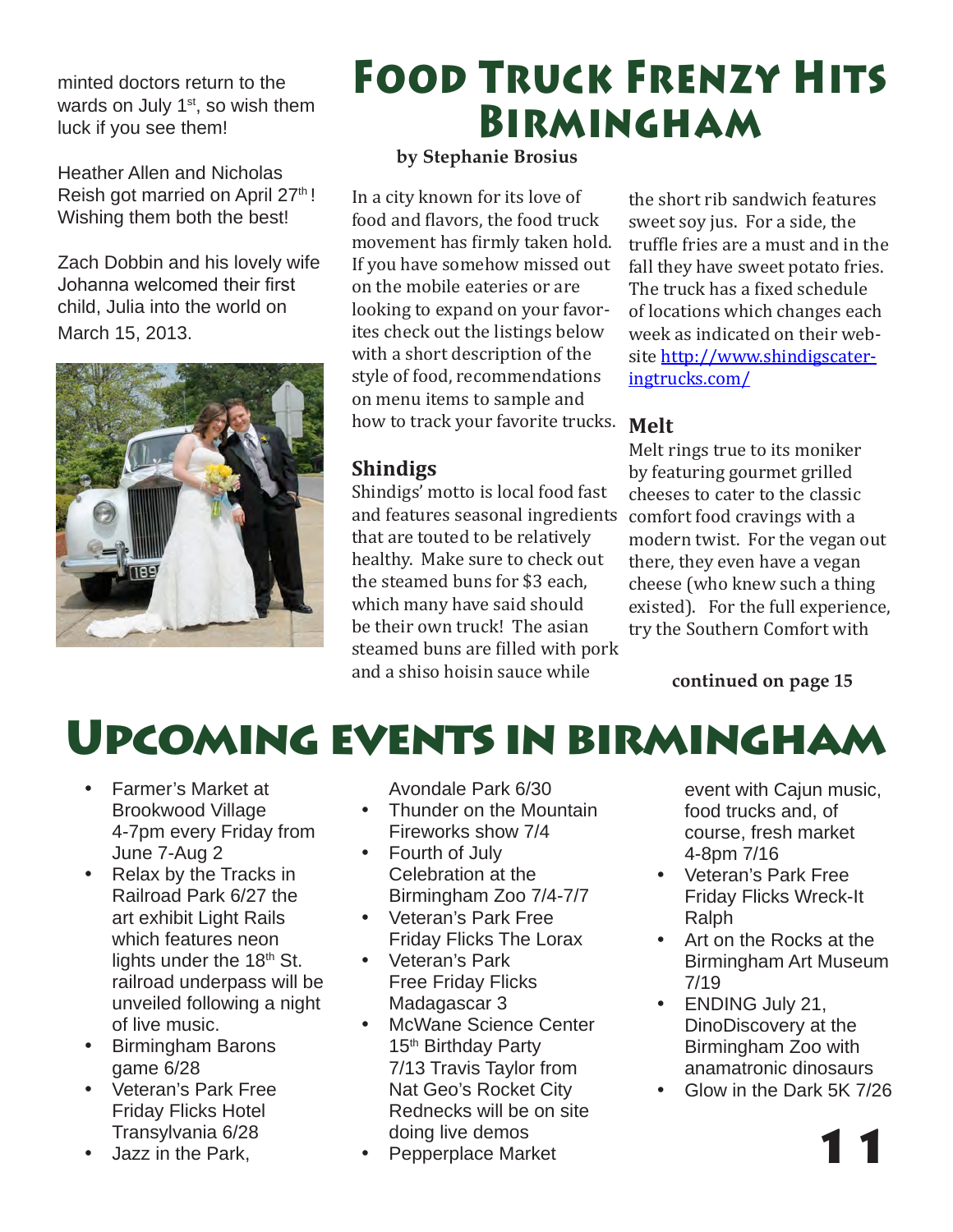minted doctors return to the wards on July 1st, so wish them luck if you see them!

Heather Allen and Nicholas Reish got married on April 27th! Wishing them both the best!

Zach Dobbin and his lovely wife Johanna welcomed their first child, Julia into the world on March 15, 2013.

# Food Truck Frenzy Hits Birmingham

**by Stephanie Brosius**

In a city known for its love of food and flavors, the food truck movement has firmly taken hold. If you have somehow missed out on the mobile eateries or are looking to expand on your favorites check out the listings below with a short description of the style of food, recommendations on menu items to sample and how to track your favorite trucks.

### Shindigs

Shindigs' motto is local food fast and features seasonal ingredients that are touted to be relatively healthy. Make sure to check out the steamed buns for $3 each, which many have said should be their own truck! The asian steamed buns are filled with pork and a shiso hoisin sauce while the short rib sandwich features sweet soy jus. For a side, the truffle fries are a must and in the fall they have sweet potato fries. The truck has a fixed schedule of locations which changes each week as indicated on their website http://www.shindigscateringtrucks.com/

### Melt

Melt rings true to its moniker by featuring gourmet grilled cheeses to cater to the classic comfort food cravings with a modern twist. For the vegan out there, they even have a vegan cheese (who knew such a thing existed). For the full experience, try the Southern Comfort with

**continued on page 15**

# Upcoming events in Birmingham

- Farmer's Market at Brookwood Village 4-7pm every Friday from June 7-Aug 2
- Relax by the Tracks in Railroad Park 6/27 the art exhibit Light Rails which features neon lights under the 18th St. railroad underpass will be unveiled following a night of live music.
- Birmingham Barons game 6/28
- Veteran's Park Free Friday Flicks Hotel Transylvania 6/28
- Jazz in the Park, Avondale Park 6/30
- Thunder on the Mountain Fireworks show 7/4
- Fourth of July Celebration at the Birmingham Zoo 7/4-7/7
- Veteran's Park Free Friday Flicks The Lorax
- Veteran's Park Free Friday Flicks Madagascar 3
- McWane Science Center 15th Birthday Party 7/13 Travis Taylor from Nat Geo's Rocket City Rednecks will be on site doing live demos
- Pepperplace Market event with Cajun music, food trucks and, of course, fresh market 4-8pm 7/16
- Veteran's Park Free Friday Flicks Wreck-It Ralph
- Art on the Rocks at the Birmingham Art Museum 7/19
- ENDING July 21, DinoDiscovery at the Birmingham Zoo with anamatronic dinosaurs
- Glow in the Dark 5K 7/26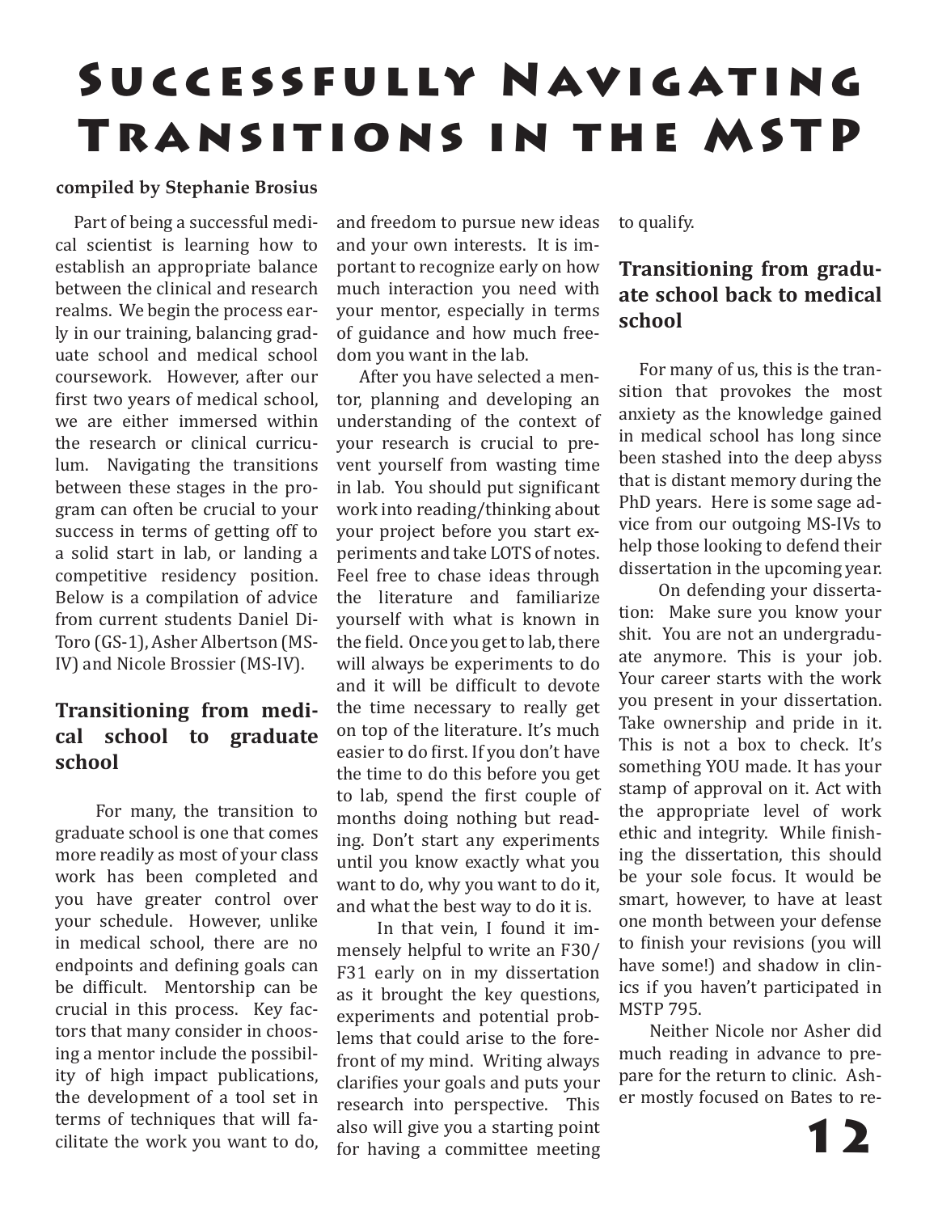# Successfully Navigating Transitions in the MSTP

**compiled by Stephanie Brosius**

Part of being a successful medical scientist is learning how to establish an appropriate balance between the clinical and research realms. We begin the process early in our training, balancing graduate school and medical school coursework. However, after our first two years of medical school, we are either immersed within the research or clinical curriculum. Navigating the transitions between these stages in the program can often be crucial to your success in terms of getting off to a solid start in lab, or landing a competitive residency position. Below is a compilation of advice from current students Daniel DiToro (GS-1), Asher Albertson (MS-IV) and Nicole Brossier (MS-IV).

## Transitioning from medical school to graduate school

For many, the transition to graduate school is one that comes more readily as most of your class work has been completed and you have greater control over your schedule. However, unlike in medical school, there are no endpoints and defining goals can be difficult. Mentorship can be crucial in this process. Key factors that many consider in choosing a mentor include the possibility of high impact publications, the development of a tool set in terms of techniques that will facilitate the work you want to do, and freedom to pursue new ideas and your own interests. It is important to recognize early on how much interaction you need with your mentor, especially in terms of guidance and how much freedom you want in the lab.

After you have selected a mentor, planning and developing an understanding of the context of your research is crucial to prevent yourself from wasting time in lab. You should put significant work into reading/thinking about your project before you start experiments and take LOTS of notes. Feel free to chase ideas through the literature and familiarize yourself with what is known in the field. Once you get to lab, there will always be experiments to do and it will be difficult to devote the time necessary to really get on top of the literature. It's much easier to do first. If you don't have the time to do this before you get to lab, spend the first couple of months doing nothing but reading. Don't start any experiments until you know exactly what you want to do, why you want to do it, and what the best way to do it is.

In that vein, I found it immensely helpful to write an F30/F31 early on in my dissertation as it brought the key questions, experiments and potential problems that could arise to the forefront of my mind. Writing always clarifies your goals and puts your research into perspective. This also will give you a starting point for having a committee meeting to qualify.

## Transitioning from graduate school back to medical school

For many of us, this is the transition that provokes the most anxiety as the knowledge gained in medical school has long since been stashed into the deep abyss that is distant memory during the PhD years. Here is some sage advice from our outgoing MS-IVs to help those looking to defend their dissertation in the upcoming year.

On defending your dissertation: Make sure you know your shit. You are not an undergraduate anymore. This is your job. Your career starts with the work you present in your dissertation. Take ownership and pride in it. This is not a box to check. It's something YOU made. It has your stamp of approval on it. Act with the appropriate level of work ethic and integrity. While finishing the dissertation, this should be your sole focus. It would be smart, however, to have at least one month between your defense to finish your revisions (you will have some!) and shadow in clinics if you haven't participated in MSTP 795.

Neither Nicole nor Asher did much reading in advance to prepare for the return to clinic. Asher mostly focused on Bates to re-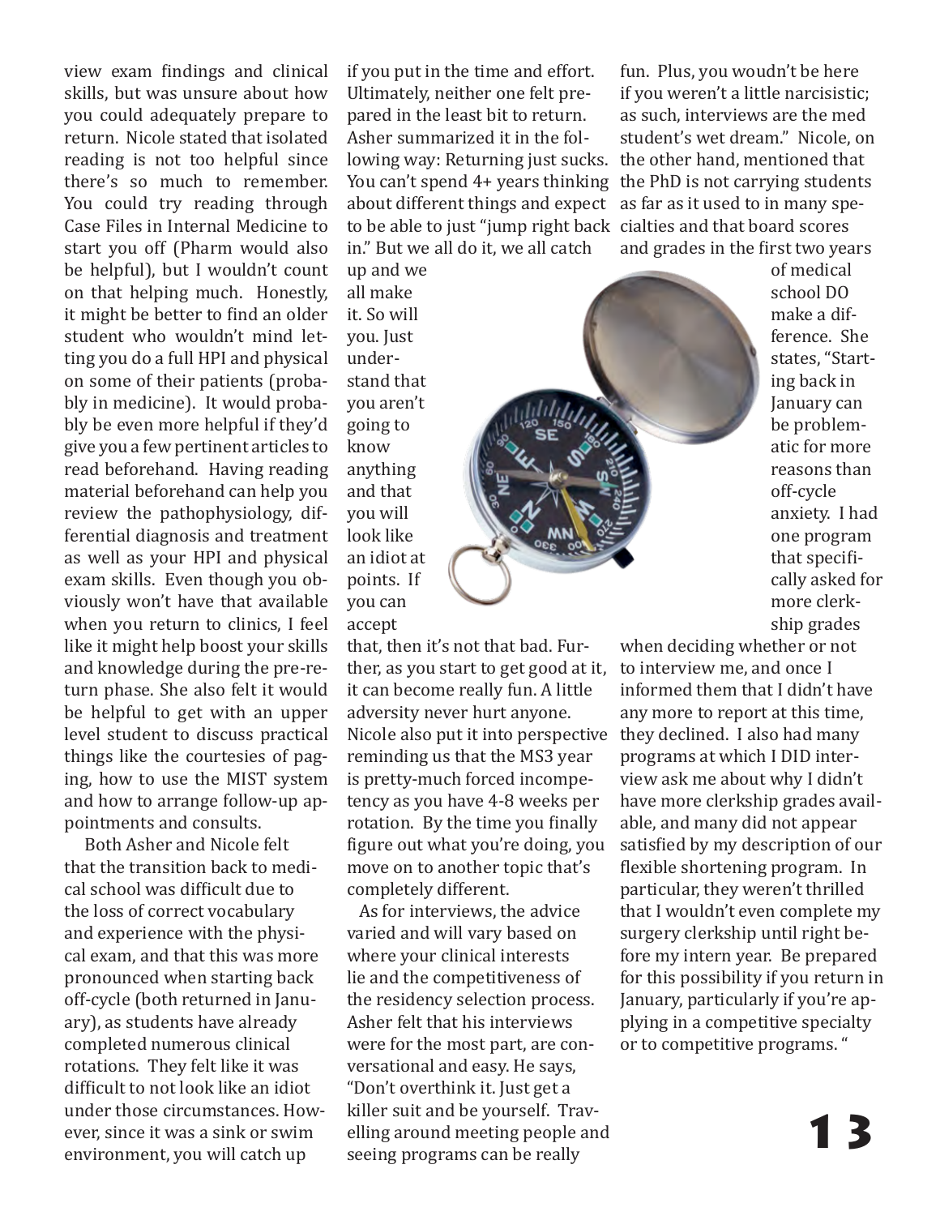view exam findings and clinical skills, but was unsure about how you could adequately prepare to return. Nicole stated that isolated reading is not too helpful since there's so much to remember. You could try reading through Case Files in Internal Medicine to start you off (Pharm would also be helpful), but I wouldn't count on that helping much. Honestly, it might be better to find an older student who wouldn't mind letting you do a full HPI and physical on some of their patients (probably in medicine). It would probably be even more helpful if they'd give you a few pertinent articles to read beforehand. Having reading material beforehand can help you review the pathophysiology, differential diagnosis and treatment as well as your HPI and physical exam skills. Even though you obviously won't have that available when you return to clinics, I feel like it might help boost your skills and knowledge during the pre-return phase. She also felt it would be helpful to get with an upper level student to discuss practical things like the courtesies of paging, how to use the MIST system and how to arrange follow-up appointments and consults.

Both Asher and Nicole felt that the transition back to medical school was difficult due to the loss of correct vocabulary and experience with the physical exam, and that this was more pronounced when starting back off-cycle (both returned in January), as students have already completed numerous clinical rotations. They felt like it was difficult to not look like an idiot under those circumstances. However, since it was a sink or swim environment, you will catch up if you put in the time and effort. Ultimately, neither one felt prepared in the least bit to return. Asher summarized it in the following way: Returning just sucks. You can't spend 4+ years thinking about different things and expect to be able to just "jump right back in." But we all do it, we all catch up and we all make it. So will you. Just understand that you aren't going to know anything and that you will look like an idiot at points. If you can accept that, then it's not that bad. Further, as you start to get good at it, it can become really fun. A little adversity never hurt anyone. Nicole also put it into perspective reminding us that the MS3 year is pretty-much forced incompetency as you have 4-8 weeks per rotation. By the time you finally figure out what you're doing, you move on to another topic that's completely different.

As for interviews, the advice varied and will vary based on where your clinical interests lie and the competitiveness of the residency selection process. Asher felt that his interviews were for the most part, are conversational and easy. He says, "Don't overthink it. Just get a killer suit and be yourself. Travelling around meeting people and seeing programs can be really fun. Plus, you woudn't be here if you weren't a little narcisistic; as such, interviews are the med student's wet dream." Nicole, on the other hand, mentioned that the PhD is not carrying students as far as it used to in many specialties and that board scores and grades in the first two years of medical school DO make a difference. She states, "Starting back in January can be problematic for more reasons than off-cycle anxiety. I had one program that specifically asked for more clerkship grades when deciding whether or not to interview me, and once I informed them that I didn't have any more to report at this time, they declined. I also had many programs at which I DID interview ask me about why I didn't have more clerkship grades available, and many did not appear satisfied by my description of our flexible shortening program. In particular, they weren't thrilled that I wouldn't even complete my surgery clerkship until right before my intern year. Be prepared for this possibility if you return in January, particularly if you're applying in a competitive specialty or to competitive programs. "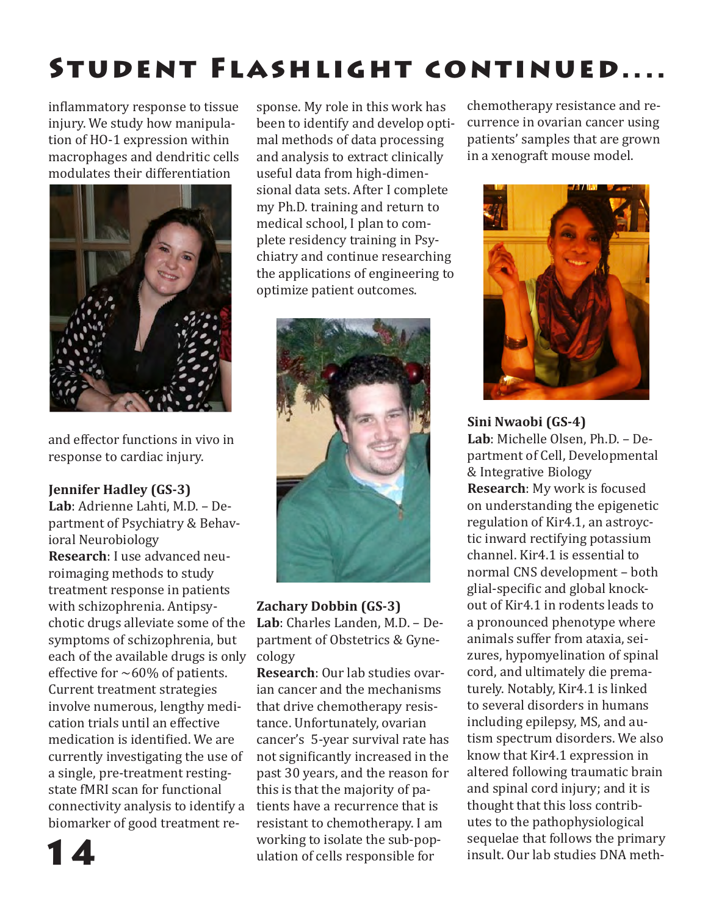# Student Flashlight continued....

inflammatory response to tissue injury. We study how manipulation of HO-1 expression within macrophages and dendritic cells modulates their differentiation and effector functions in vivo in response to cardiac injury.

**Jennifer Hadley (GS-3)**
**Lab**: Adrienne Lahti, M.D. – Department of Psychiatry & Behavioral Neurobiology
**Research**: I use advanced neuroimaging methods to study treatment response in patients with schizophrenia. Antipsychotic drugs alleviate some of the symptoms of schizophrenia, but each of the available drugs is only effective for ~60% of patients. Current treatment strategies involve numerous, lengthy medication trials until an effective medication is identified. We are currently investigating the use of a single, pre-treatment resting-state fMRI scan for functional connectivity analysis to identify a biomarker of good treatment response. My role in this work has been to identify and develop optimal methods of data processing and analysis to extract clinically useful data from high-dimensional data sets. After I complete my Ph.D. training and return to medical school, I plan to complete residency training in Psychiatry and continue researching the applications of engineering to optimize patient outcomes.

**Zachary Dobbin (GS-3)**
**Lab**: Charles Landen, M.D. – Department of Obstetrics & Gynecology
**Research**: Our lab studies ovarian cancer and the mechanisms that drive chemotherapy resistance. Unfortunately, ovarian cancer's 5-year survival rate has not significantly increased in the past 30 years, and the reason for this is that the majority of patients have a recurrence that is resistant to chemotherapy. I am working to isolate the sub-population of cells responsible for chemotherapy resistance and recurrence in ovarian cancer using patients' samples that are grown in a xenograft mouse model.

**Sini Nwaobi (GS-4)**
**Lab**: Michelle Olsen, Ph.D. – Department of Cell, Developmental & Integrative Biology
**Research**: My work is focused on understanding the epigenetic regulation of Kir4.1, an astroyctic inward rectifying potassium channel. Kir4.1 is essential to normal CNS development – both glial-specific and global knockout of Kir4.1 in rodents leads to a pronounced phenotype where animals suffer from ataxia, seizures, hypomyelination of spinal cord, and ultimately die prematurely. Notably, Kir4.1 is linked to several disorders in humans including epilepsy, MS, and autism spectrum disorders. We also know that Kir4.1 expression in altered following traumatic brain and spinal cord injury; and it is thought that this loss contributes to the pathophysiological sequelae that follows the primary insult. Our lab studies DNA meth-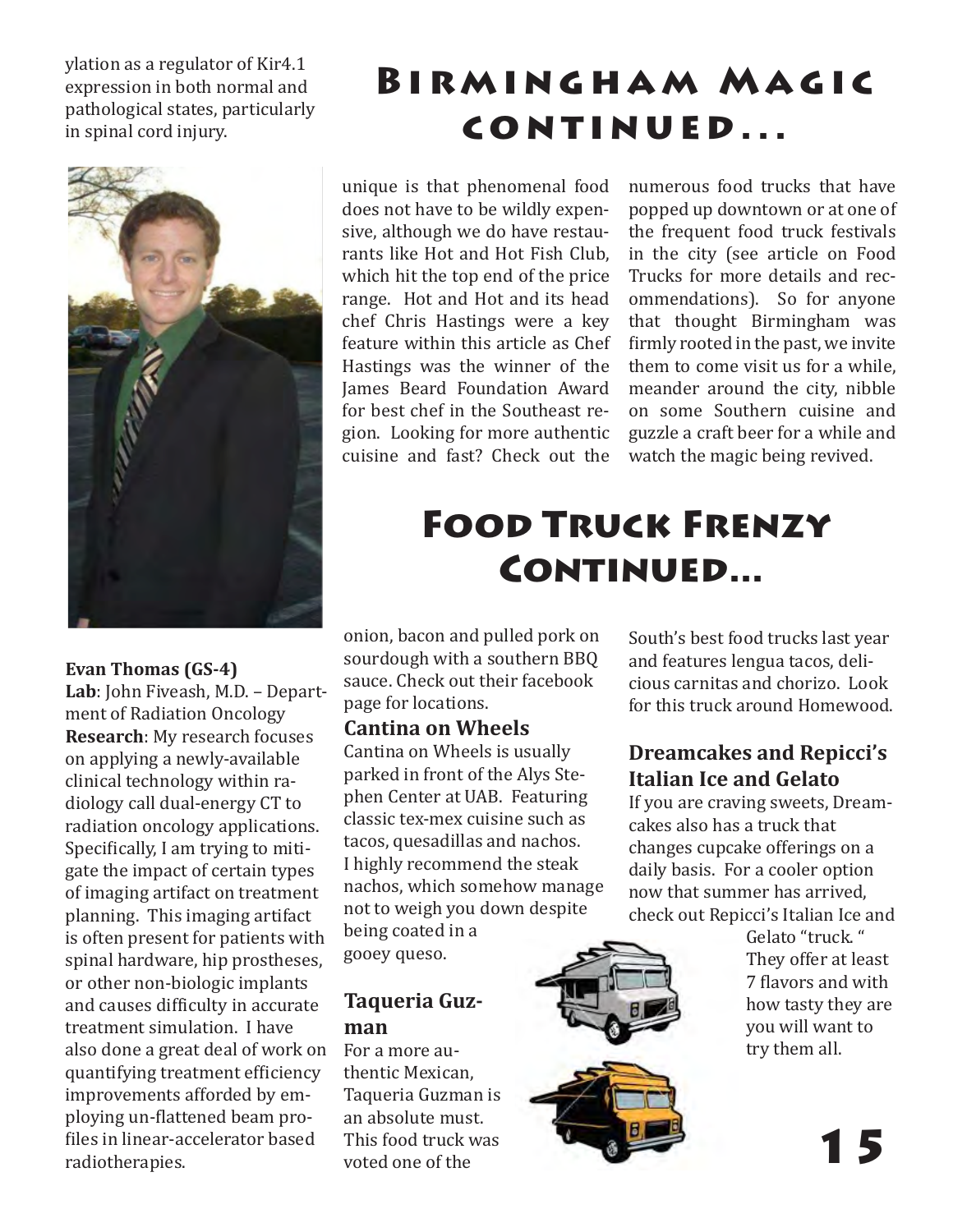ylation as a regulator of Kir4.1 expression in both normal and pathological states, particularly in spinal cord injury.

**Evan Thomas (GS-4)**
**Lab**: John Fiveash, M.D. – Department of Radiation Oncology
**Research**: My research focuses on applying a newly-available clinical technology within radiology call dual-energy CT to radiation oncology applications. Specifically, I am trying to mitigate the impact of certain types of imaging artifact on treatment planning. This imaging artifact is often present for patients with spinal hardware, hip prostheses, or other non-biologic implants and causes difficulty in accurate treatment simulation. I have also done a great deal of work on quantifying treatment efficiency improvements afforded by employing un-flattened beam profiles in linear-accelerator based radiotherapies.

# Birmingham Magic continued...

unique is that phenomenal food does not have to be wildly expensive, although we do have restaurants like Hot and Hot Fish Club, which hit the top end of the price range. Hot and Hot and its head chef Chris Hastings were a key feature within this article as Chef Hastings was the winner of the James Beard Foundation Award for best chef in the Southeast region. Looking for more authentic cuisine and fast? Check out the numerous food trucks that have popped up downtown or at one of the frequent food truck festivals in the city (see article on Food Trucks for more details and recommendations). So for anyone that thought Birmingham was firmly rooted in the past, we invite them to come visit us for a while, meander around the city, nibble on some Southern cuisine and guzzle a craft beer for a while and watch the magic being revived.

# Food Truck Frenzy Continued...

onion, bacon and pulled pork on sourdough with a southern BBQ sauce. Check out their facebook page for locations.

### Cantina on Wheels

Cantina on Wheels is usually parked in front of the Alys Stephen Center at UAB. Featuring classic tex-mex cuisine such as tacos, quesadillas and nachos. I highly recommend the steak nachos, which somehow manage not to weigh you down despite being coated in a gooey queso.

### Taqueria Guzman

For a more authentic Mexican, Taqueria Guzman is an absolute must. This food truck was voted one of the South's best food trucks last year and features lengua tacos, delicious carnitas and chorizo. Look for this truck around Homewood.

### Dreamcakes and Repicci's Italian Ice and Gelato

If you are craving sweets, Dreamcakes also has a truck that changes cupcake offerings on a daily basis. For a cooler option now that summer has arrived, check out Repicci's Italian Ice and Gelato "truck." They offer at least 7 flavors and with how tasty they are you will want to try them all.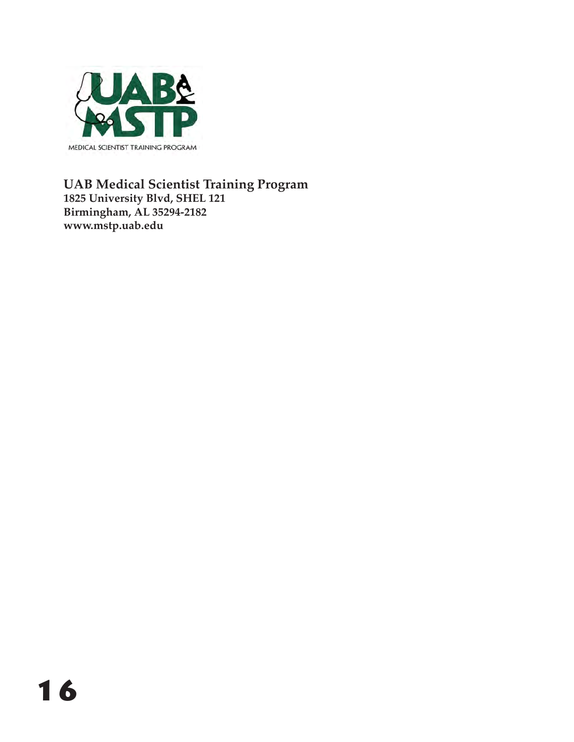**UAB Medical Scientist Training Program**
**1825 University Blvd, SHEL 121**
**Birmingham, AL 35294-2182**
**www.mstp.uab.edu**